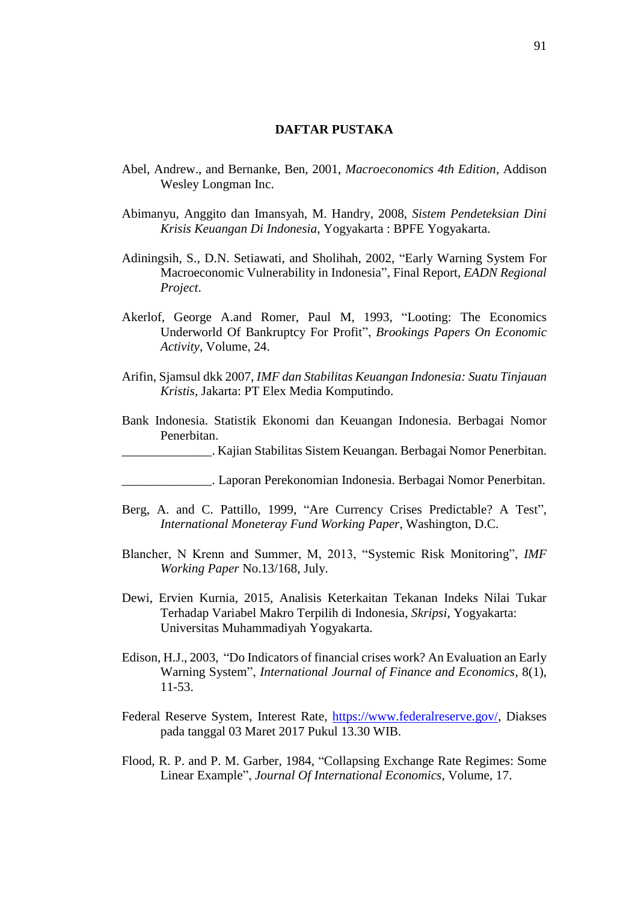# DAFTAR PUSTAKA

Abel, Andrew., and Bernanke, Ben, 2001, *Macroeconomics 4th Edition*, Addison Wesley Longman Inc.

Abimanyu, Anggito dan Imansyah, M. Handry, 2008, *Sistem Pendeteksian Dini Krisis Keuangan Di Indonesia*, Yogyakarta : BPFE Yogyakarta.

Adiningsih, S., D.N. Setiawati, and Sholihah, 2002, "Early Warning System For Macroeconomic Vulnerability in Indonesia", Final Report, *EADN Regional Project*.

Akerlof, George A.and Romer, Paul M, 1993, "Looting: The Economics Underworld Of Bankruptcy For Profit", *Brookings Papers On Economic Activity*, Volume, 24.

Arifin, Sjamsul dkk 2007, *IMF dan Stabilitas Keuangan Indonesia: Suatu Tinjauan Kristis*, Jakarta: PT Elex Media Komputindo.

Bank Indonesia. Statistik Ekonomi dan Keuangan Indonesia. Berbagai Nomor Penerbitan.

______________. Kajian Stabilitas Sistem Keuangan. Berbagai Nomor Penerbitan.

______________. Laporan Perekonomian Indonesia. Berbagai Nomor Penerbitan.

Berg, A. and C. Pattillo, 1999, "Are Currency Crises Predictable? A Test", *International Moneteray Fund Working Paper*, Washington, D.C.

Blancher, N Krenn and Summer, M, 2013, "Systemic Risk Monitoring", *IMF Working Paper* No.13/168, July.

Dewi, Ervien Kurnia, 2015, Analisis Keterkaitan Tekanan Indeks Nilai Tukar Terhadap Variabel Makro Terpilih di Indonesia, *Skripsi*, Yogyakarta: Universitas Muhammadiyah Yogyakarta.

Edison, H.J., 2003, "Do Indicators of financial crises work? An Evaluation an Early Warning System", *International Journal of Finance and Economics*, 8(1), 11-53.

Federal Reserve System, Interest Rate, https://www.federalreserve.gov/, Diakses pada tanggal 03 Maret 2017 Pukul 13.30 WIB.

Flood, R. P. and P. M. Garber, 1984, "Collapsing Exchange Rate Regimes: Some Linear Example", *Journal Of International Economics*, Volume, 17.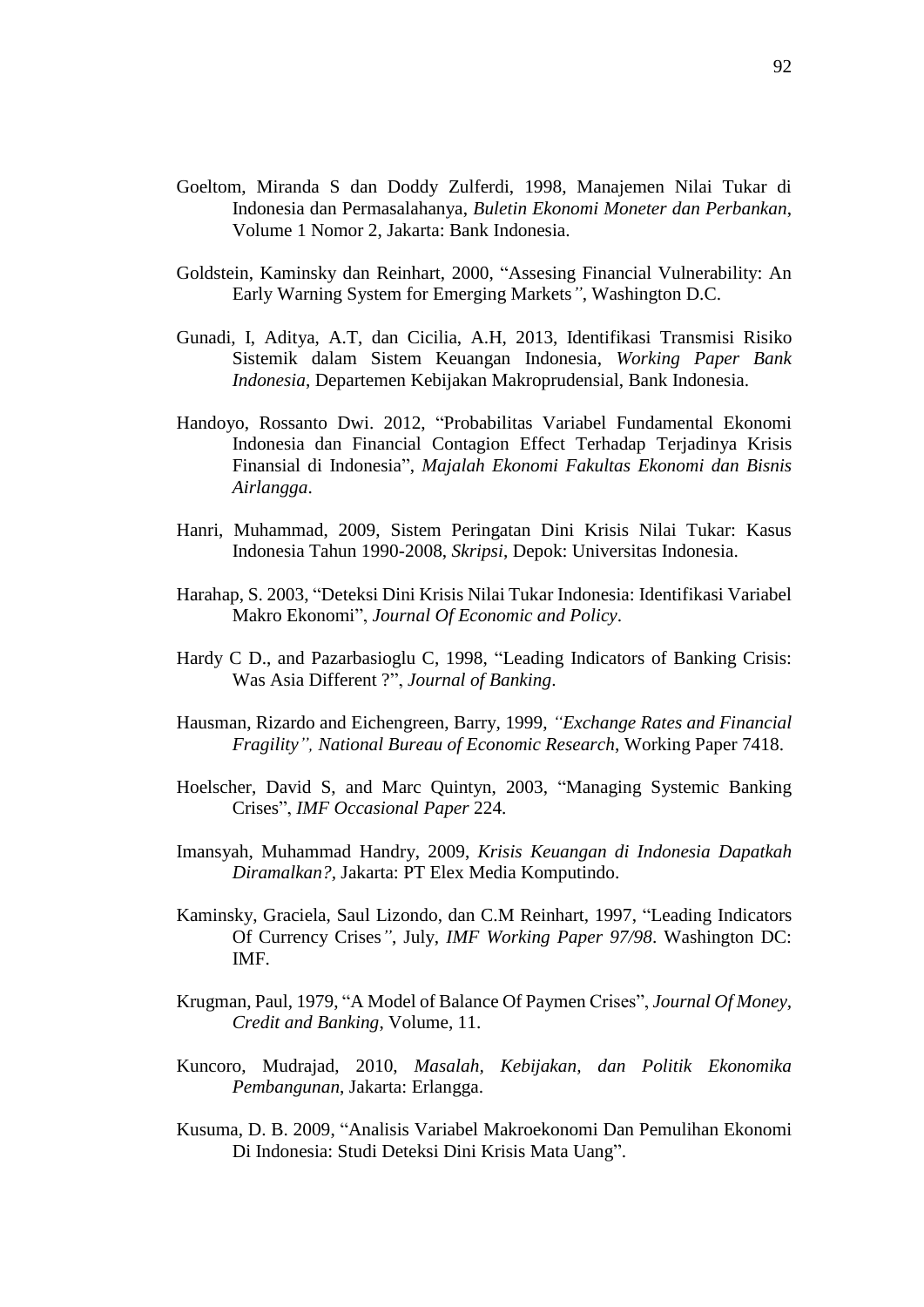Goeltom, Miranda S dan Doddy Zulferdi, 1998, Manajemen Nilai Tukar di Indonesia dan Permasalahanya, *Buletin Ekonomi Moneter dan Perbankan*, Volume 1 Nomor 2, Jakarta: Bank Indonesia.

Goldstein, Kaminsky dan Reinhart, 2000, "Assesing Financial Vulnerability: An Early Warning System for Emerging Markets*"*, Washington D.C.

Gunadi, I, Aditya, A.T, dan Cicilia, A.H, 2013, Identifikasi Transmisi Risiko Sistemik dalam Sistem Keuangan Indonesia, *Working Paper Bank Indonesia*, Departemen Kebijakan Makroprudensial, Bank Indonesia.

Handoyo, Rossanto Dwi. 2012, "Probabilitas Variabel Fundamental Ekonomi Indonesia dan Financial Contagion Effect Terhadap Terjadinya Krisis Finansial di Indonesia", *Majalah Ekonomi Fakultas Ekonomi dan Bisnis Airlangga*.

Hanri, Muhammad, 2009, Sistem Peringatan Dini Krisis Nilai Tukar: Kasus Indonesia Tahun 1990-2008, *Skripsi*, Depok: Universitas Indonesia.

Harahap, S. 2003, "Deteksi Dini Krisis Nilai Tukar Indonesia: Identifikasi Variabel Makro Ekonomi", *Journal Of Economic and Policy*.

Hardy C D., and Pazarbasioglu C, 1998, "Leading Indicators of Banking Crisis: Was Asia Different ?", *Journal of Banking*.

Hausman, Rizardo and Eichengreen, Barry, 1999, *"Exchange Rates and Financial Fragility", National Bureau of Economic Research*, Working Paper 7418.

Hoelscher, David S, and Marc Quintyn, 2003, "Managing Systemic Banking Crises", *IMF Occasional Paper* 224.

Imansyah, Muhammad Handry, 2009, *Krisis Keuangan di Indonesia Dapatkah Diramalkan?,* Jakarta: PT Elex Media Komputindo.

Kaminsky, Graciela, Saul Lizondo, dan C.M Reinhart, 1997, "Leading Indicators Of Currency Crises*"*, July, *IMF Working Paper 97/98*. Washington DC: IMF.

Krugman, Paul, 1979, "A Model of Balance Of Paymen Crises", *Journal Of Money, Credit and Banking*, Volume, 11.

Kuncoro, Mudrajad, 2010, *Masalah, Kebijakan, dan Politik Ekonomika Pembangunan*, Jakarta: Erlangga.

Kusuma, D. B. 2009, "Analisis Variabel Makroekonomi Dan Pemulihan Ekonomi Di Indonesia: Studi Deteksi Dini Krisis Mata Uang".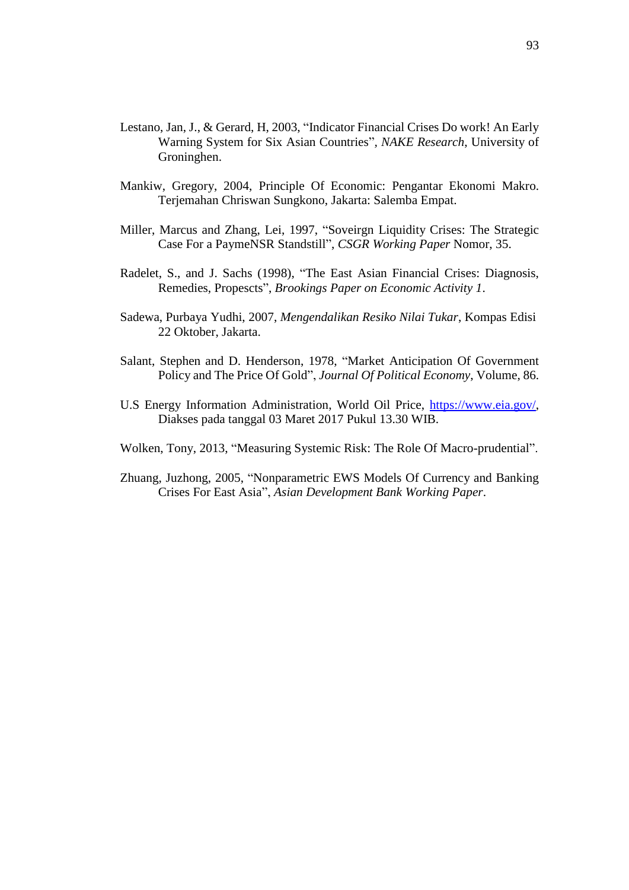Lestano, Jan, J., & Gerard, H, 2003, “Indicator Financial Crises Do work! An Early Warning System for Six Asian Countries”, *NAKE Research*, University of Groninghen.

Mankiw, Gregory, 2004, Principle Of Economic: Pengantar Ekonomi Makro. Terjemahan Chriswan Sungkono, Jakarta: Salemba Empat.

Miller, Marcus and Zhang, Lei, 1997, “Soveirgn Liquidity Crises: The Strategic Case For a PaymeNSR Standstill”, *CSGR Working Paper* Nomor, 35.

Radelet, S., and J. Sachs (1998), “The East Asian Financial Crises: Diagnosis, Remedies, Propescts”, *Brookings Paper on Economic Activity 1*.

Sadewa, Purbaya Yudhi, 2007, *Mengendalikan Resiko Nilai Tukar*, Kompas Edisi 22 Oktober, Jakarta.

Salant, Stephen and D. Henderson, 1978, “Market Anticipation Of Government Policy and The Price Of Gold”, *Journal Of Political Economy*, Volume, 86.

U.S Energy Information Administration, World Oil Price, https://www.eia.gov/, Diakses pada tanggal 03 Maret 2017 Pukul 13.30 WIB.

Wolken, Tony, 2013, “Measuring Systemic Risk: The Role Of Macro-prudential”.

Zhuang, Juzhong, 2005, “Nonparametric EWS Models Of Currency and Banking Crises For East Asia”, *Asian Development Bank Working Paper*.